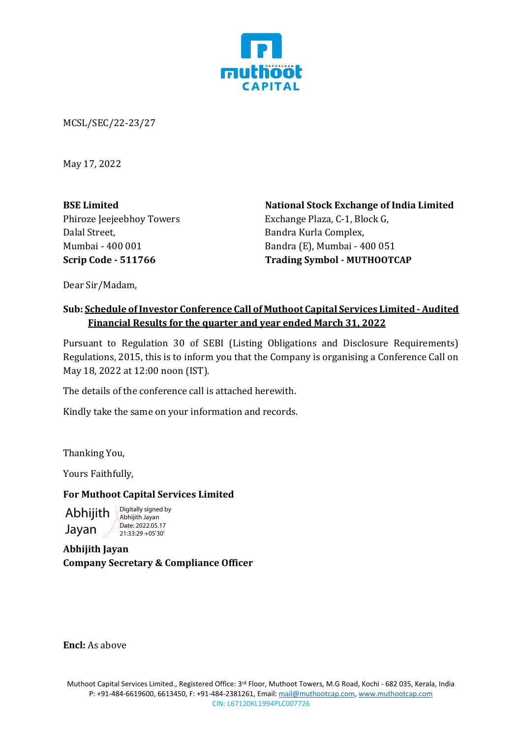MCSL/SEC/22-23/27

May 17, 2022

**BSE Limited**
Phiroze Jeejeebhoy Towers
Dalal Street,
Mumbai - 400 001
**Scrip Code - 511766**

**National Stock Exchange of India Limited**
Exchange Plaza, C-1, Block G,
Bandra Kurla Complex,
Bandra (E), Mumbai - 400 051
**Trading Symbol - MUTHOOTCAP**

Dear Sir/Madam,

**Sub: Schedule of Investor Conference Call of Muthoot Capital Services Limited - Audited Financial Results for the quarter and year ended March 31, 2022**

Pursuant to Regulation 30 of SEBI (Listing Obligations and Disclosure Requirements) Regulations, 2015, this is to inform you that the Company is organising a Conference Call on May 18, 2022 at 12:00 noon (IST).

The details of the conference call is attached herewith.

Kindly take the same on your information and records.

Thanking You,

Yours Faithfully,

**For Muthoot Capital Services Limited**

Abhijith Jayan
Digitally signed by Abhijith Jayan
Date: 2022.05.17 21:33:29 +05'30'

**Abhijith Jayan**
**Company Secretary & Compliance Officer**

**Encl:** As above

Muthoot Capital Services Limited., Registered Office: 3rd Floor, Muthoot Towers, M.G Road, Kochi - 682 035, Kerala, India
P: +91-484-6619600, 6613450, F: +91-484-2381261, Email: mail@muthootcap.com, www.muthootcap.com
CIN: L67120KL1994PLC007726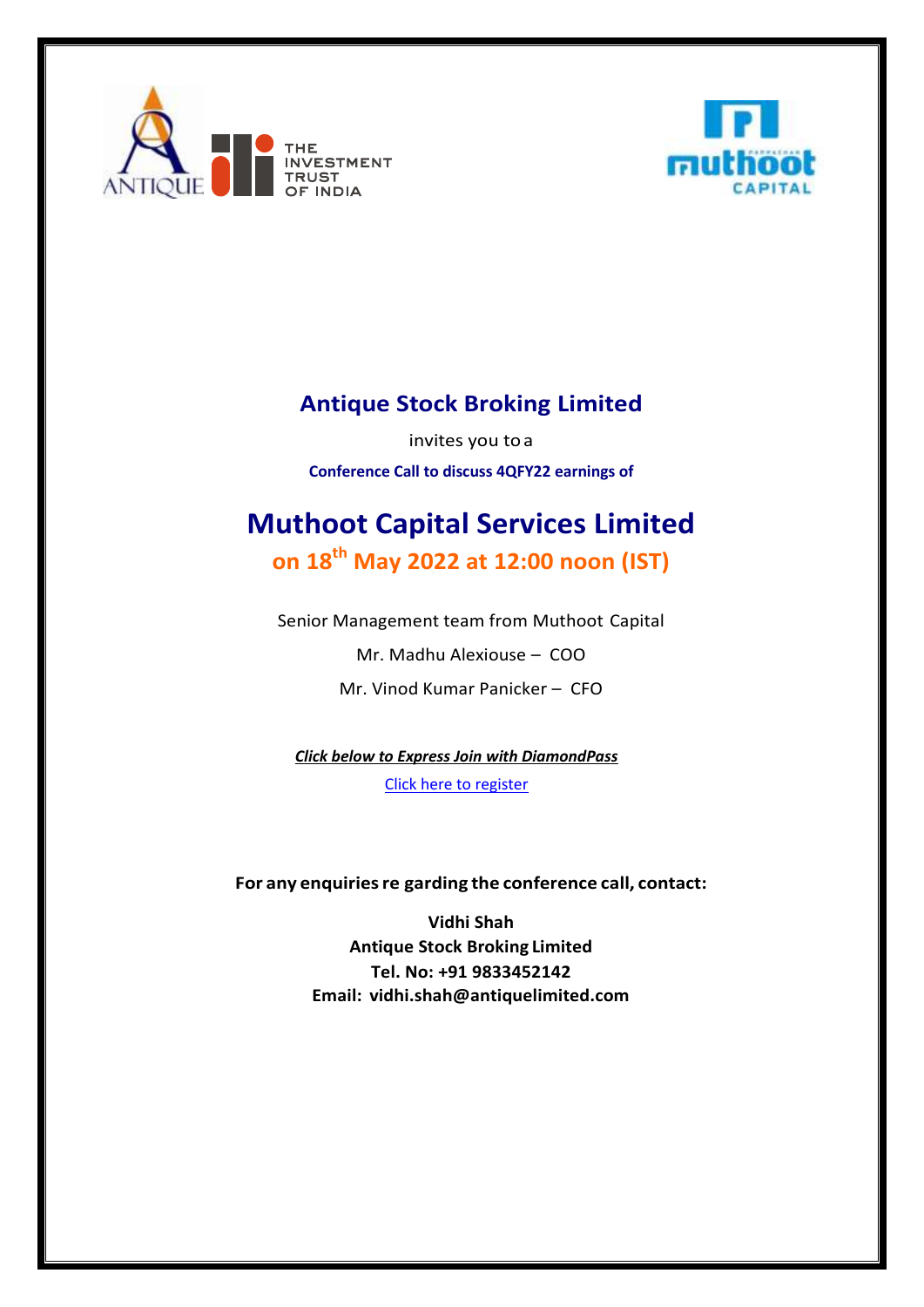## Antique Stock Broking Limited

invites you to a

**Conference Call to discuss 4QFY22 earnings of**

# Muthoot Capital Services Limited

## on 18th May 2022 at 12:00 noon (IST)

Senior Management team from Muthoot Capital

Mr. Madhu Alexiouse – COO

Mr. Vinod Kumar Panicker – CFO

***Click below to Express Join with DiamondPass***

Click here to register

**For any enquiries re garding the conference call, contact:**

**Vidhi Shah**
**Antique Stock Broking Limited**
**Tel. No: +91 9833452142**
**Email: vidhi.shah@antiquelimited.com**